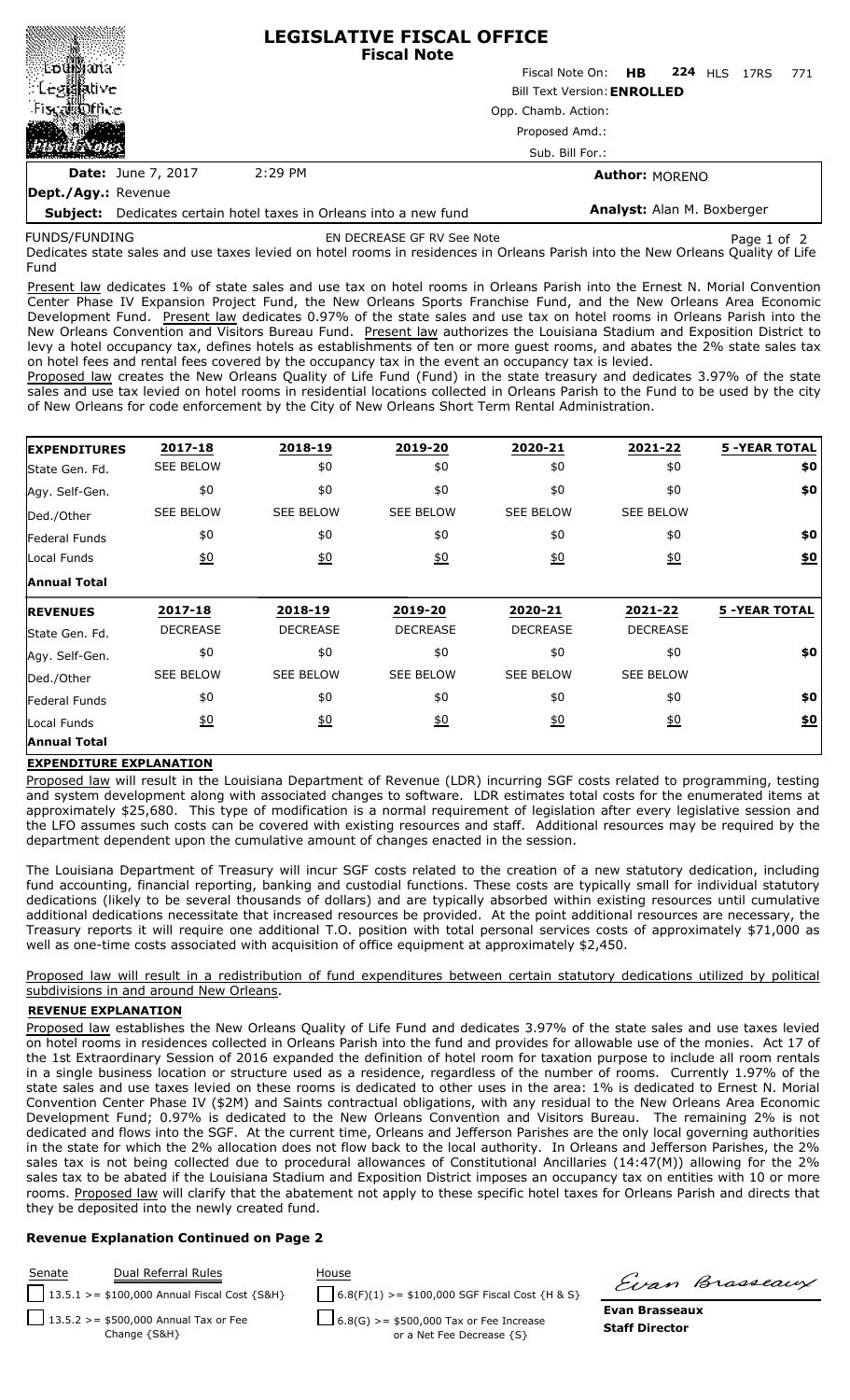# LEGISLATIVE FISCAL OFFICE
## Fiscal Note

Fiscal Note On: **HB 224** HLS 17RS 771

Bill Text Version: **ENROLLED**

Opp. Chamb. Action:

Proposed Amd.:

Sub. Bill For.:

**Date:** June 7, 2017 2:29 PM

**Author:** MORENO

**Dept./Agy.:** Revenue

**Subject:** Dedicates certain hotel taxes in Orleans into a new fund

**Analyst:** Alan M. Boxberger

FUNDS/FUNDING EN DECREASE GF RV See Note

Dedicates state sales and use taxes levied on hotel rooms in residences in Orleans Parish into the New Orleans Quality of Life Fund

Present law dedicates 1% of state sales and use tax on hotel rooms in Orleans Parish into the Ernest N. Morial Convention Center Phase IV Expansion Project Fund, the New Orleans Sports Franchise Fund, and the New Orleans Area Economic Development Fund. Present law dedicates 0.97% of the state sales and use tax on hotel rooms in Orleans Parish into the New Orleans Convention and Visitors Bureau Fund. Present law authorizes the Louisiana Stadium and Exposition District to levy a hotel occupancy tax, defines hotels as establishments of ten or more guest rooms, and abates the 2% state sales tax on hotel fees and rental fees covered by the occupancy tax in the event an occupancy tax is levied.

Proposed law creates the New Orleans Quality of Life Fund (Fund) in the state treasury and dedicates 3.97% of the state sales and use tax levied on hotel rooms in residential locations collected in Orleans Parish to the Fund to be used by the city of New Orleans for code enforcement by the City of New Orleans Short Term Rental Administration.

| **EXPENDITURES** | **2017-18** | **2018-19** | **2019-20** | **2020-21** | **2021-22** | **5 -YEAR TOTAL** |
|---|---|---|---|---|---|---|
| State Gen. Fd. | SEE BELOW | $0 | $0 | $0 | $0 | **$0** |
| Agy. Self-Gen. | $0 | $0 | $0 | $0 | $0 | **$0** |
| Ded./Other | SEE BELOW | SEE BELOW | SEE BELOW | SEE BELOW | SEE BELOW | |
| Federal Funds | $0 | $0 | $0 | $0 | $0 | **$0** |
| Local Funds | $0 | $0 | $0 | $0 | $0 | **$0** |
| **Annual Total** | | | | | | |

| **REVENUES** | **2017-18** | **2018-19** | **2019-20** | **2020-21** | **2021-22** | **5 -YEAR TOTAL** |
|---|---|---|---|---|---|---|
| State Gen. Fd. | DECREASE | DECREASE | DECREASE | DECREASE | DECREASE | |
| Agy. Self-Gen. | $0 | $0 | $0 | $0 | $0 | **$0** |
| Ded./Other | SEE BELOW | SEE BELOW | SEE BELOW | SEE BELOW | SEE BELOW | |
| Federal Funds | $0 | $0 | $0 | $0 | $0 | **$0** |
| Local Funds | $0 | $0 | $0 | $0 | $0 | **$0** |
| **Annual Total** | | | | | | |

### EXPENDITURE EXPLANATION

Proposed law will result in the Louisiana Department of Revenue (LDR) incurring SGF costs related to programming, testing and system development along with associated changes to software. LDR estimates total costs for the enumerated items at approximately $25,680. This type of modification is a normal requirement of legislation after every legislative session and the LFO assumes such costs can be covered with existing resources and staff. Additional resources may be required by the department dependent upon the cumulative amount of changes enacted in the session.

The Louisiana Department of Treasury will incur SGF costs related to the creation of a new statutory dedication, including fund accounting, financial reporting, banking and custodial functions. These costs are typically small for individual statutory dedications (likely to be several thousands of dollars) and are typically absorbed within existing resources until cumulative additional dedications necessitate that increased resources be provided. At the point additional resources are necessary, the Treasury reports it will require one additional T.O. position with total personal services costs of approximately $71,000 as well as one-time costs associated with acquisition of office equipment at approximately $2,450.

Proposed law will result in a redistribution of fund expenditures between certain statutory dedications utilized by political subdivisions in and around New Orleans.

### REVENUE EXPLANATION

Proposed law establishes the New Orleans Quality of Life Fund and dedicates 3.97% of the state sales and use taxes levied on hotel rooms in residences collected in Orleans Parish into the fund and provides for allowable use of the monies. Act 17 of the 1st Extraordinary Session of 2016 expanded the definition of hotel room for taxation purpose to include all room rentals in a single business location or structure used as a residence, regardless of the number of rooms. Currently 1.97% of the state sales and use taxes levied on these rooms is dedicated to other uses in the area: 1% is dedicated to Ernest N. Morial Convention Center Phase IV ($2M) and Saints contractual obligations, with any residual to the New Orleans Area Economic Development Fund; 0.97% is dedicated to the New Orleans Convention and Visitors Bureau. The remaining 2% is not dedicated and flows into the SGF. At the current time, Orleans and Jefferson Parishes are the only local governing authorities in the state for which the 2% allocation does not flow back to the local authority. In Orleans and Jefferson Parishes, the 2% sales tax is not being collected due to procedural allowances of Constitutional Ancillaries (14:47(M)) allowing for the 2% sales tax to be abated if the Louisiana Stadium and Exposition District imposes an occupancy tax on entities with 10 or more rooms. Proposed law will clarify that the abatement not apply to these specific hotel taxes for Orleans Parish and directs that they be deposited into the newly created fund.

**Revenue Explanation Continued on Page 2**

| Senate | Dual Referral Rules | House |
|---|---|---|
| ☐ | 13.5.1 >= $100,000 Annual Fiscal Cost {S&H} | ☐ 6.8(F)(1) >= $100,000 SGF Fiscal Cost {H & S} |
| ☐ | 13.5.2 >= $500,000 Annual Tax or Fee Change {S&H} | ☐ 6.8(G) >= $500,000 Tax or Fee Increase or a Net Fee Decrease {S} |

Evan Brasseaux

**Evan Brasseaux**
**Staff Director**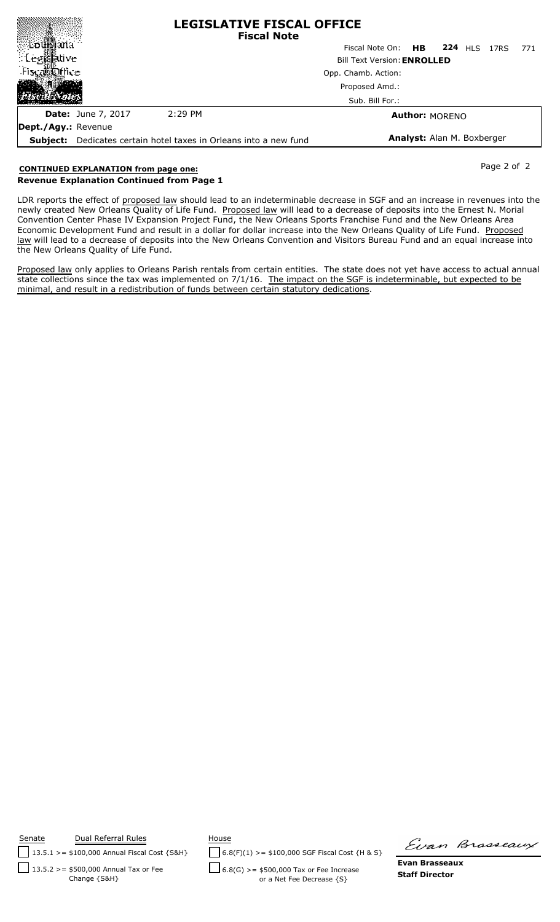# LEGISLATIVE FISCAL OFFICE
## Fiscal Note

Louisiana Legislative Fiscal Office

Fiscal Note On: **HB 224** HLS 17RS 771

Bill Text Version: **ENROLLED**

Opp. Chamb. Action:

Proposed Amd.:

Sub. Bill For.:

**Date:** June 7, 2017 2:29 PM

**Author:** MORENO

**Dept./Agy.:** Revenue

**Subject:** Dedicates certain hotel taxes in Orleans into a new fund

**Analyst:** Alan M. Boxberger

**CONTINUED EXPLANATION from page one:**

**Revenue Explanation Continued from Page 1**

LDR reports the effect of proposed law should lead to an indeterminable decrease in SGF and an increase in revenues into the newly created New Orleans Quality of Life Fund. Proposed law will lead to a decrease of deposits into the Ernest N. Morial Convention Center Phase IV Expansion Project Fund, the New Orleans Sports Franchise Fund and the New Orleans Area Economic Development Fund and result in a dollar for dollar increase into the New Orleans Quality of Life Fund. Proposed law will lead to a decrease of deposits into the New Orleans Convention and Visitors Bureau Fund and an equal increase into the New Orleans Quality of Life Fund.

Proposed law only applies to Orleans Parish rentals from certain entities. The state does not yet have access to actual annual state collections since the tax was implemented on 7/1/16. The impact on the SGF is indeterminable, but expected to be minimal, and result in a redistribution of funds between certain statutory dedications.

| Senate | Dual Referral Rules | House |
|---|---|---|
| ☐ 13.5.1 >= $100,000 Annual Fiscal Cost {S&H} | | ☐ 6.8(F)(1) >= $100,000 SGF Fiscal Cost {H & S} |
| ☐ 13.5.2 >= $500,000 Annual Tax or Fee Change {S&H} | | ☐ 6.8(G) >= $500,000 Tax or Fee Increase or a Net Fee Decrease {S} |

Evan Brasseaux

**Evan Brasseaux**
**Staff Director**